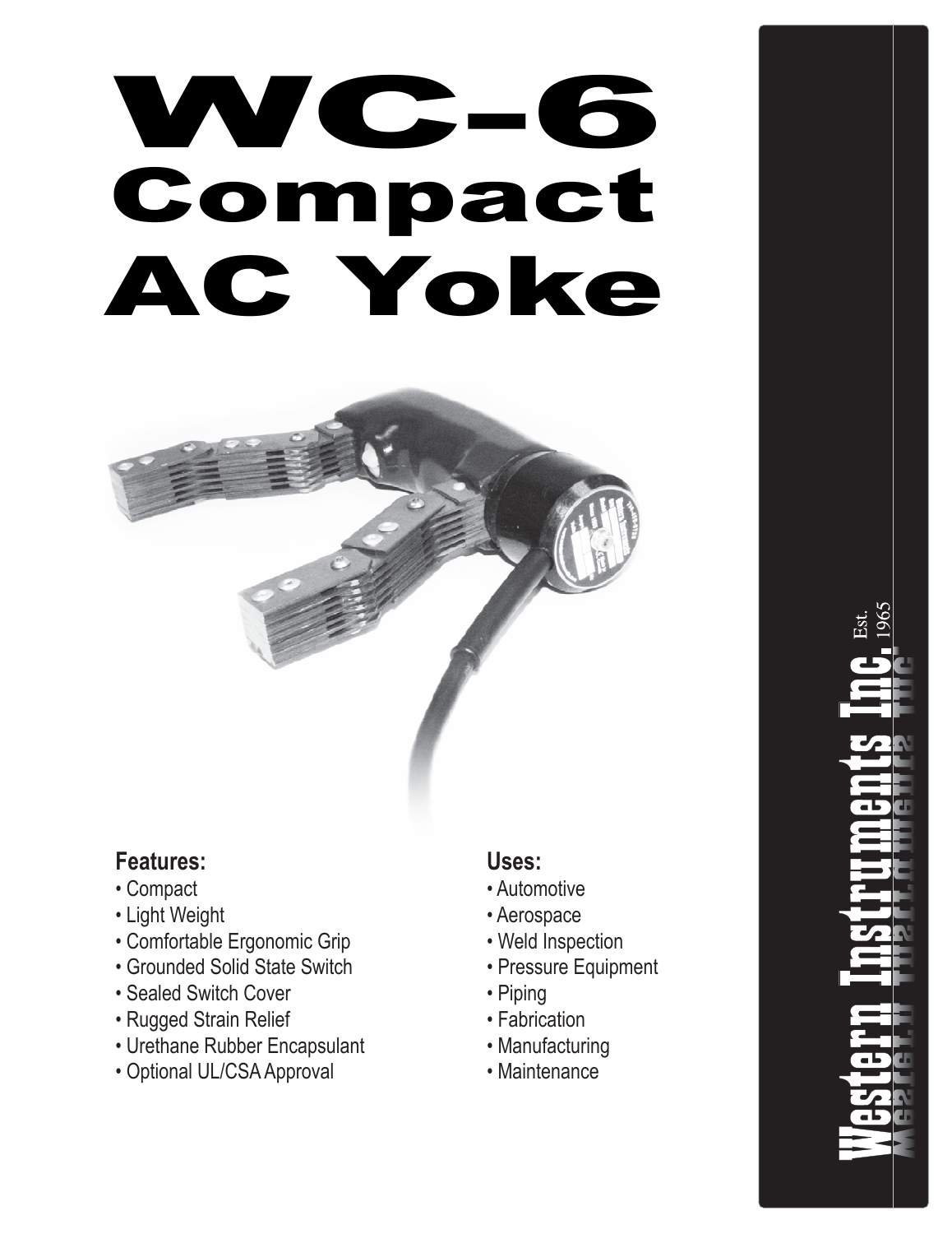# WC-6 Compact AC Yoke

**Features:**
- Compact
- Light Weight
- Comfortable Ergonomic Grip
- Grounded Solid State Switch
- Sealed Switch Cover
- Rugged Strain Relief
- Urethane Rubber Encapsulant
- Optional UL/CSA Approval

**Uses:**
- Automotive
- Aerospace
- Weld Inspection
- Pressure Equipment
- Piping
- Fabrication
- Manufacturing
- Maintenance

Western Instruments Inc. Est. 1965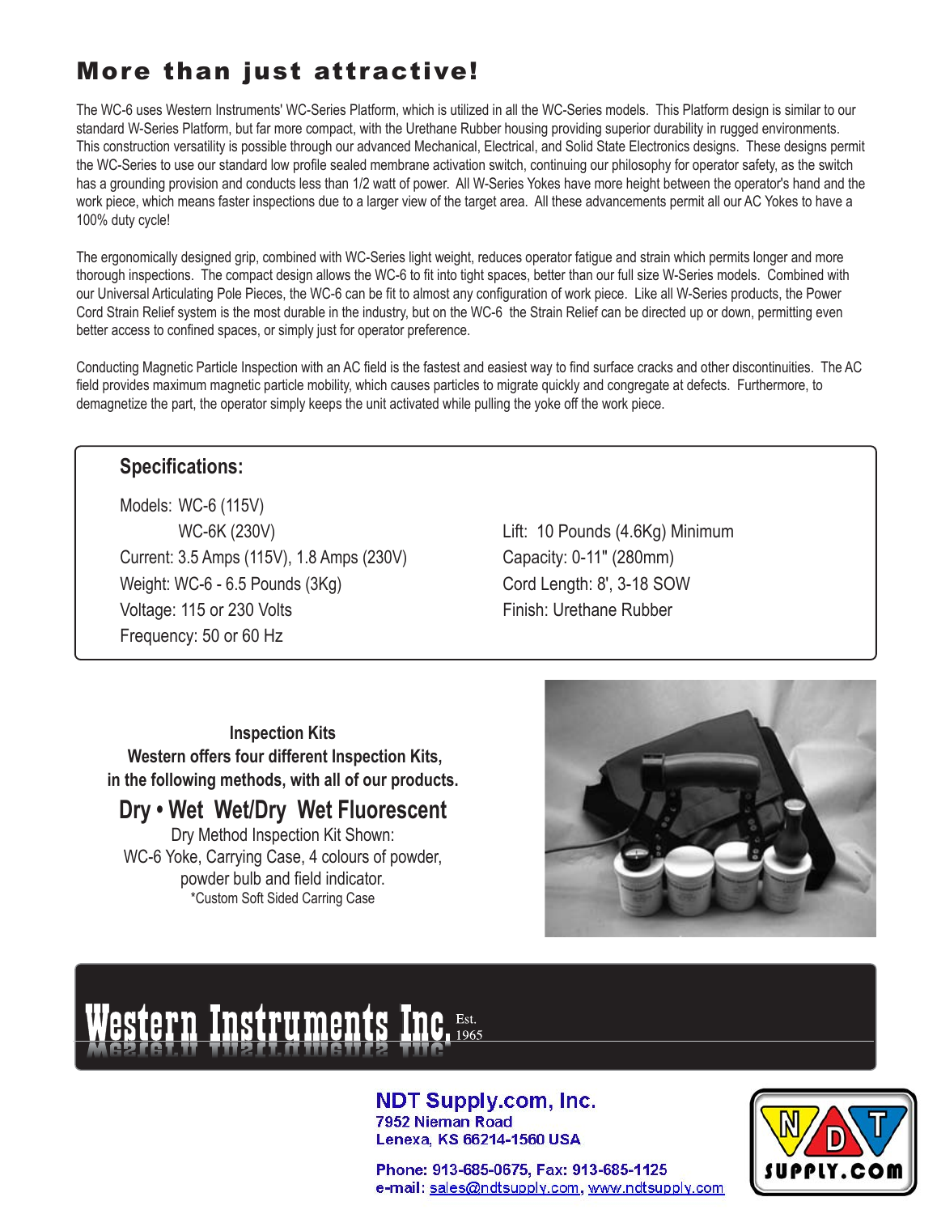# More than just attractive!

The WC-6 uses Western Instruments' WC-Series Platform, which is utilized in all the WC-Series models. This Platform design is similar to our standard W-Series Platform, but far more compact, with the Urethane Rubber housing providing superior durability in rugged environments. This construction versatility is possible through our advanced Mechanical, Electrical, and Solid State Electronics designs. These designs permit the WC-Series to use our standard low profile sealed membrane activation switch, continuing our philosophy for operator safety, as the switch has a grounding provision and conducts less than 1/2 watt of power. All W-Series Yokes have more height between the operator's hand and the work piece, which means faster inspections due to a larger view of the target area. All these advancements permit all our AC Yokes to have a 100% duty cycle!

The ergonomically designed grip, combined with WC-Series light weight, reduces operator fatigue and strain which permits longer and more thorough inspections. The compact design allows the WC-6 to fit into tight spaces, better than our full size W-Series models. Combined with our Universal Articulating Pole Pieces, the WC-6 can be fit to almost any configuration of work piece. Like all W-Series products, the Power Cord Strain Relief system is the most durable in the industry, but on the WC-6 the Strain Relief can be directed up or down, permitting even better access to confined spaces, or simply just for operator preference.

Conducting Magnetic Particle Inspection with an AC field is the fastest and easiest way to find surface cracks and other discontinuities. The AC field provides maximum magnetic particle mobility, which causes particles to migrate quickly and congregate at defects. Furthermore, to demagnetize the part, the operator simply keeps the unit activated while pulling the yoke off the work piece.

## Specifications:

Models: WC-6 (115V)
WC-6K (230V)
Current: 3.5 Amps (115V), 1.8 Amps (230V)
Weight: WC-6 - 6.5 Pounds (3Kg)
Voltage: 115 or 230 Volts
Frequency: 50 or 60 Hz

Lift: 10 Pounds (4.6Kg) Minimum
Capacity: 0-11" (280mm)
Cord Length: 8', 3-18 SOW
Finish: Urethane Rubber

**Inspection Kits**
**Western offers four different Inspection Kits, in the following methods, with all of our products.**

## Dry • Wet Wet/Dry Wet Fluorescent

Dry Method Inspection Kit Shown:
WC-6 Yoke, Carrying Case, 4 colours of powder, powder bulb and field indicator.
*Custom Soft Sided Carring Case

Western Instruments Inc. Est. 1965

**NDT Supply.com, Inc.**
7952 Nieman Road
Lenexa, KS 66214-1560 USA

Phone: 913-685-0675, Fax: 913-685-1125
e-mail: sales@ndtsupply.com, www.ndtsupply.com

NDT SUPPLY.COM